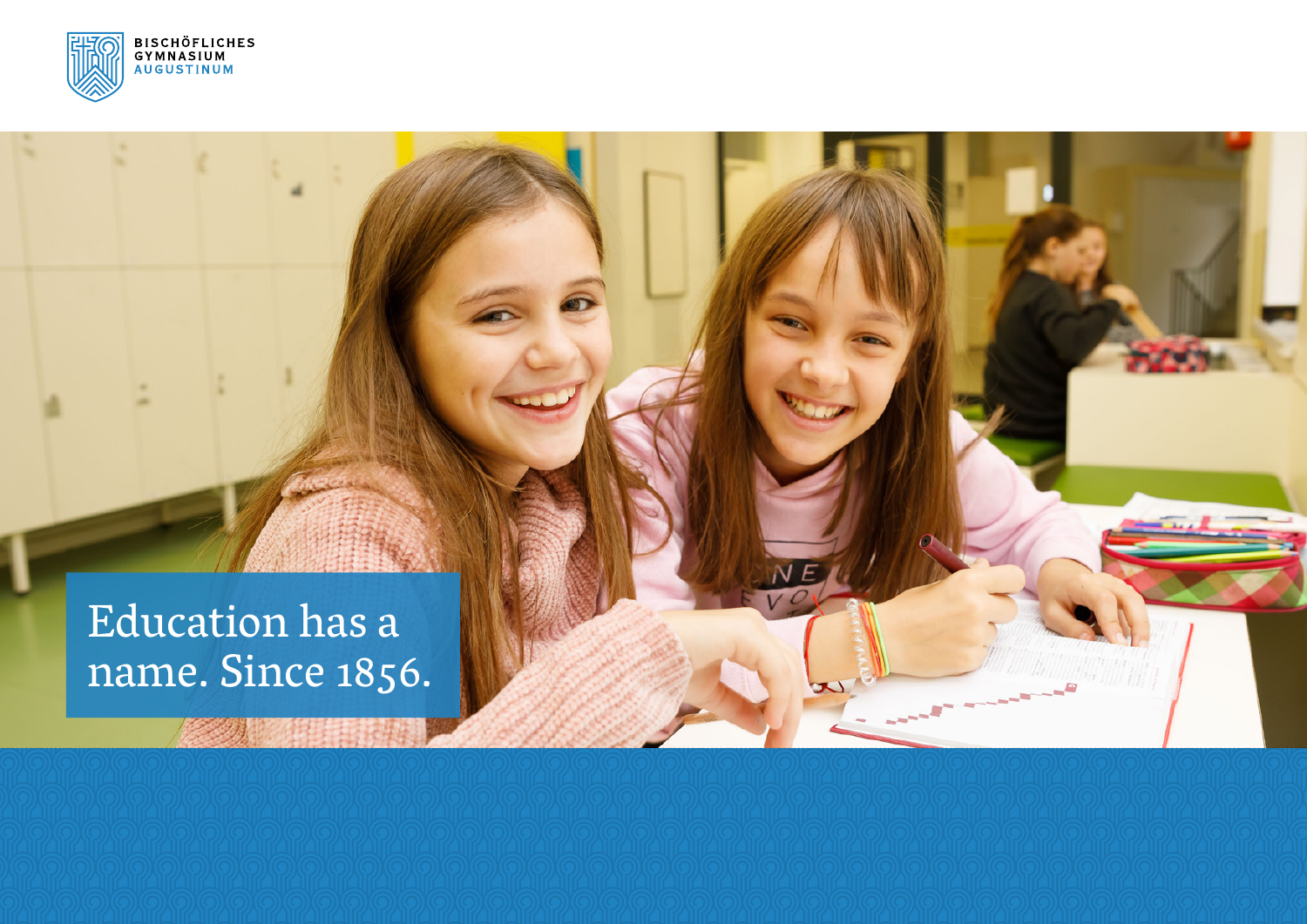BISCHÖFLICHES
GYMNASIUM
AUGUSTINUM

# Education has a name. Since 1856.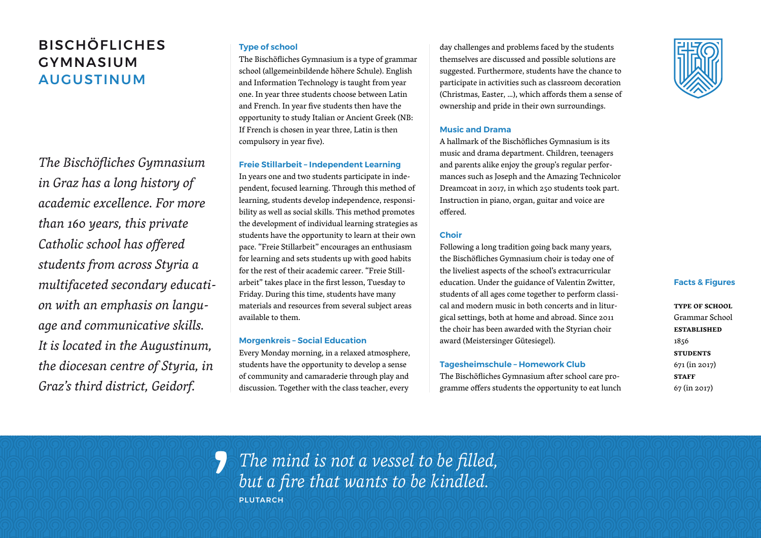# BISCHÖFLICHES GYMNASIUM AUGUSTINUM

*The Bischöfliches Gymnasium in Graz has a long history of academic excellence. For more than 160 years, this private Catholic school has offered students from across Styria a multifaceted secondary education with an emphasis on language and communicative skills. It is located in the Augustinum, the diocesan centre of Styria, in Graz's third district, Geidorf.*

### Type of school

The Bischöfliches Gymnasium is a type of grammar school (allgemeinbildende höhere Schule). English and Information Technology is taught from year one. In year three students choose between Latin and French. In year five students then have the opportunity to study Italian or Ancient Greek (NB: If French is chosen in year three, Latin is then compulsory in year five).

### Freie Stillarbeit – Independent Learning

In years one and two students participate in independent, focused learning. Through this method of learning, students develop independence, responsibility as well as social skills. This method promotes the development of individual learning strategies as students have the opportunity to learn at their own pace. "Freie Stillarbeit" encourages an enthusiasm for learning and sets students up with good habits for the rest of their academic career. "Freie Stillarbeit" takes place in the first lesson, Tuesday to Friday. During this time, students have many materials and resources from several subject areas available to them.

### Morgenkreis – Social Education

Every Monday morning, in a relaxed atmosphere, students have the opportunity to develop a sense of community and camaraderie through play and discussion. Together with the class teacher, every day challenges and problems faced by the students themselves are discussed and possible solutions are suggested. Furthermore, students have the chance to participate in activities such as classroom decoration (Christmas, Easter, …), which affords them a sense of ownership and pride in their own surroundings.

### Music and Drama

A hallmark of the Bischöfliches Gymnasium is its music and drama department. Children, teenagers and parents alike enjoy the group's regular performances such as Joseph and the Amazing Technicolor Dreamcoat in 2017, in which 250 students took part. Instruction in piano, organ, guitar and voice are offered.

### Choir

Following a long tradition going back many years, the Bischöfliches Gymnasium choir is today one of the liveliest aspects of the school's extracurricular education. Under the guidance of Valentin Zwitter, students of all ages come together to perform classical and modern music in both concerts and in liturgical settings, both at home and abroad. Since 2011 the choir has been awarded with the Styrian choir award (Meistersinger Gütesiegel).

### Tagesheimschule – Homework Club

The Bischöfliches Gymnasium after school care programme offers students the opportunity to eat lunch

### Facts & Figures

**TYPE OF SCHOOL**
Grammar School
**ESTABLISHED**
1856
**STUDENTS**
671 (in 2017)
**STAFF**
67 (in 2017)

> *The mind is not a vessel to be filled, but a fire that wants to be kindled.*
> PLUTARCH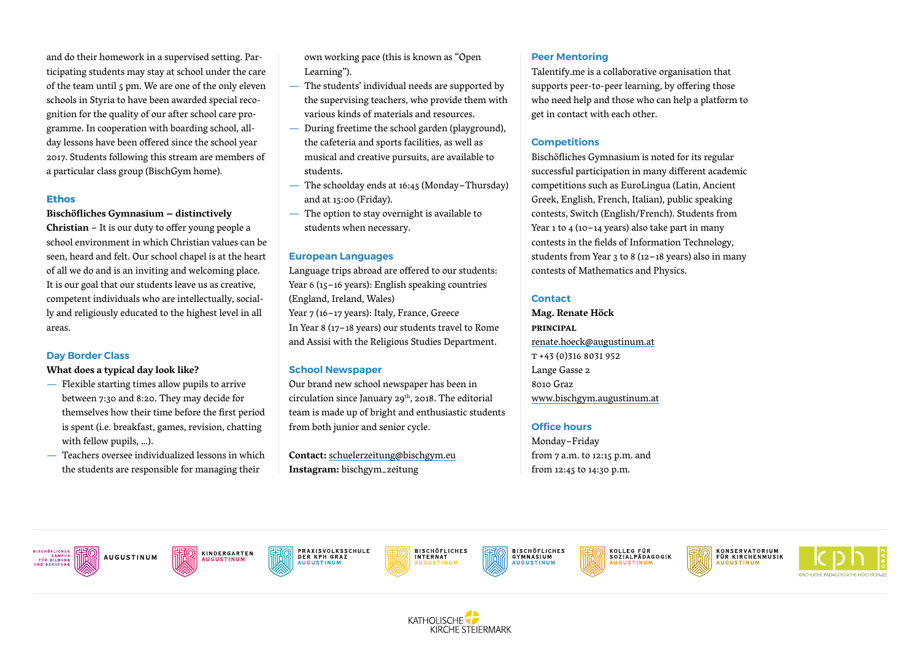and do their homework in a supervised setting. Participating students may stay at school under the care of the team until 5 pm. We are one of the only eleven schools in Styria to have been awarded special recognition for the quality of our after school care programme. In cooperation with boarding school, all-day lessons have been offered since the school year 2017. Students following this stream are members of a particular class group (BischGym home).

### Ethos

**Bischöfliches Gymnasium – distinctively Christian** – It is our duty to offer young people a school environment in which Christian values can be seen, heard and felt. Our school chapel is at the heart of all we do and is an inviting and welcoming place. It is our goal that our students leave us as creative, competent individuals who are intellectually, socially and religiously educated to the highest level in all areas.

### Day Border Class

**What does a typical day look like?**

- Flexible starting times allow pupils to arrive between 7:30 and 8:20. They may decide for themselves how their time before the first period is spent (i.e. breakfast, games, revision, chatting with fellow pupils, …).
- Teachers oversee individualized lessons in which the students are responsible for managing their own working pace (this is known as “Open Learning”).
- The students’ individual needs are supported by the supervising teachers, who provide them with various kinds of materials and resources.
- During freetime the school garden (playground), the cafeteria and sports facilities, as well as musical and creative pursuits, are available to students.
- The schoolday ends at 16:45 (Monday–Thursday) and at 15:00 (Friday).
- The option to stay overnight is available to students when necessary.

### European Languages

Language trips abroad are offered to our students:
Year 6 (15–16 years): English speaking countries (England, Ireland, Wales)
Year 7 (16–17 years): Italy, France, Greece
In Year 8 (17–18 years) our students travel to Rome and Assisi with the Religious Studies Department.

### School Newspaper

Our brand new school newspaper has been in circulation since January 29th, 2018. The editorial team is made up of bright and enthusiastic students from both junior and senior cycle.

**Contact:** schuelerzeitung@bischgym.eu
**Instagram:** bischgym_zeitung

### Peer Mentoring

Talentify.me is a collaborative organisation that supports peer-to-peer learning, by offering those who need help and those who can help a platform to get in contact with each other.

### Competitions

Bischöfliches Gymnasium is noted for its regular successful participation in many different academic competitions such as EuroLingua (Latin, Ancient Greek, English, French, Italian), public speaking contests, Switch (English/French). Students from Year 1 to 4 (10–14 years) also take part in many contests in the fields of Information Technology, students from Year 3 to 8 (12–18 years) also in many contests of Mathematics and Physics.

### Contact

**Mag. Renate Höck**
**PRINCIPAL**
renate.hoeck@augustinum.at
T +43 (0)316 8031 952
Lange Gasse 2
8010 Graz
www.bischgym.augustinum.at

### Office hours

Monday–Friday
from 7 a.m. to 12:15 p.m. and
from 12:45 to 14:30 p.m.

BISCHÖFLICHER CAMPUS FÜR BILDUNG UND BERUFUNG AUGUSTINUM · KINDERGARTEN AUGUSTINUM · PRAXISVOLKSSCHULE DER KPH GRAZ AUGUSTINUM · BISCHÖFLICHES INTERNAT AUGUSTINUM · BISCHÖFLICHES GYMNASIUM AUGUSTINUM · KOLLEG FÜR SOZIALPÄDAGOGIK AUGUSTINUM · KONSERVATORIUM FÜR KIRCHENMUSIK AUGUSTINUM · kph GRAZ KIRCHLICHE PÄDAGOGISCHE HOCHSCHULE

KATHOLISCHE KIRCHE STEIERMARK